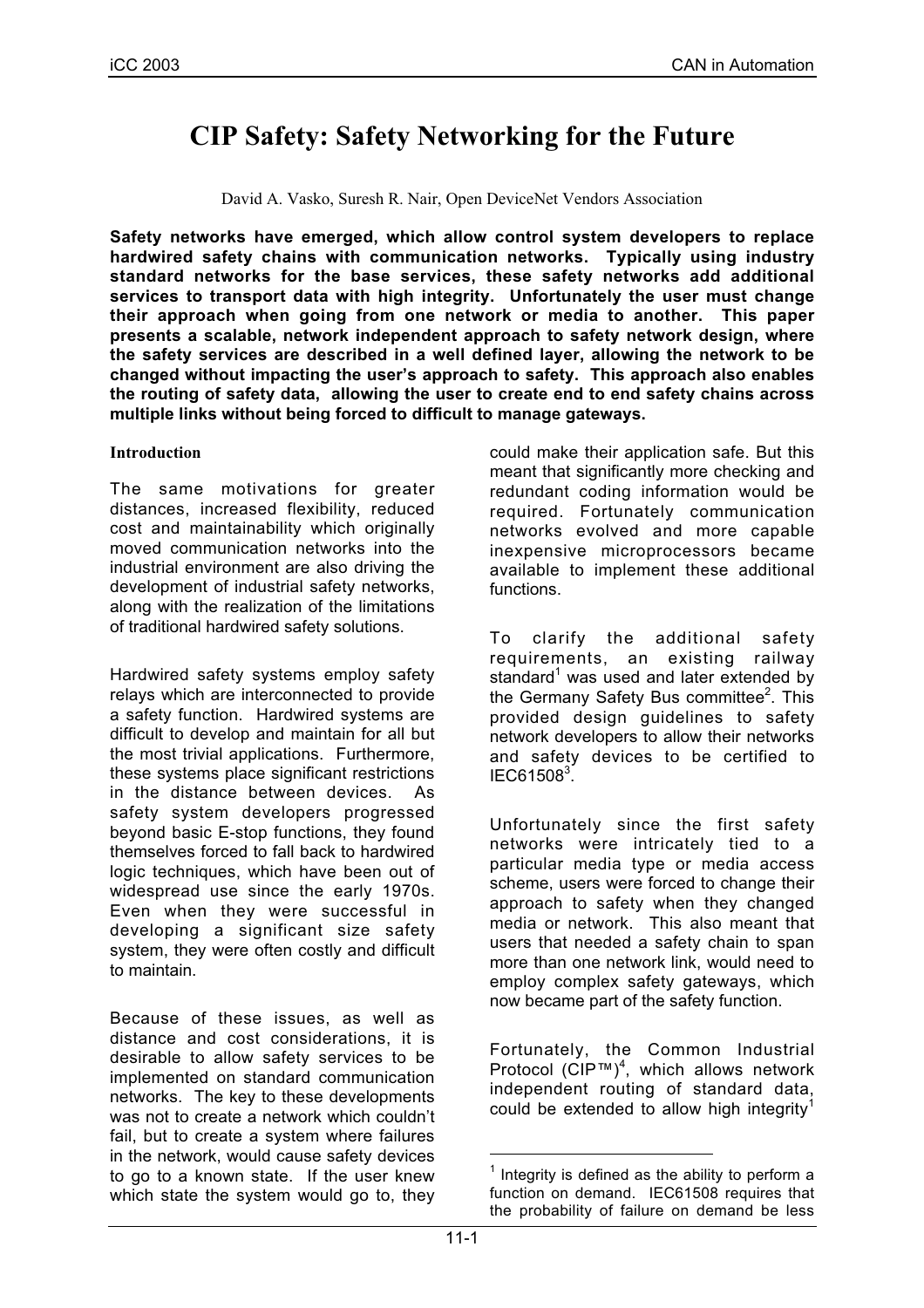# CIP Safety: Safety Networking for the Future

David A. Vasko, Suresh R. Nair, Open DeviceNet Vendors Association

**Safety networks have emerged, which allow control system developers to replace hardwired safety chains with communication networks. Typically using industry standard networks for the base services, these safety networks add additional services to transport data with high integrity. Unfortunately the user must change their approach when going from one network or media to another. This paper presents a scalable, network independent approach to safety network design, where the safety services are described in a well defined layer, allowing the network to be changed without impacting the user's approach to safety. This approach also enables the routing of safety data, allowing the user to create end to end safety chains across multiple links without being forced to difficult to manage gateways.**

## Introduction

The same motivations for greater distances, increased flexibility, reduced cost and maintainability which originally moved communication networks into the industrial environment are also driving the development of industrial safety networks, along with the realization of the limitations of traditional hardwired safety solutions.

Hardwired safety systems employ safety relays which are interconnected to provide a safety function. Hardwired systems are difficult to develop and maintain for all but the most trivial applications. Furthermore, these systems place significant restrictions in the distance between devices. As safety system developers progressed beyond basic E-stop functions, they found themselves forced to fall back to hardwired logic techniques, which have been out of widespread use since the early 1970s. Even when they were successful in developing a significant size safety system, they were often costly and difficult to maintain.

Because of these issues, as well as distance and cost considerations, it is desirable to allow safety services to be implemented on standard communication networks. The key to these developments was not to create a network which couldn't fail, but to create a system where failures in the network, would cause safety devices to go to a known state. If the user knew which state the system would go to, they could make their application safe. But this meant that significantly more checking and redundant coding information would be required. Fortunately communication networks evolved and more capable inexpensive microprocessors became available to implement these additional functions.

To clarify the additional safety requirements, an existing railway standard[1] was used and later extended by the Germany Safety Bus committee[2]. This provided design guidelines to safety network developers to allow their networks and safety devices to be certified to IEC61508[3].

Unfortunately since the first safety networks were intricately tied to a particular media type or media access scheme, users were forced to change their approach to safety when they changed media or network. This also meant that users that needed a safety chain to span more than one network link, would need to employ complex safety gateways, which now became part of the safety function.

Fortunately, the Common Industrial Protocol (CIP™)[4], which allows network independent routing of standard data, could be extended to allow high integrity[1]

---

[1] Integrity is defined as the ability to perform a function on demand. IEC61508 requires that the probability of failure on demand be less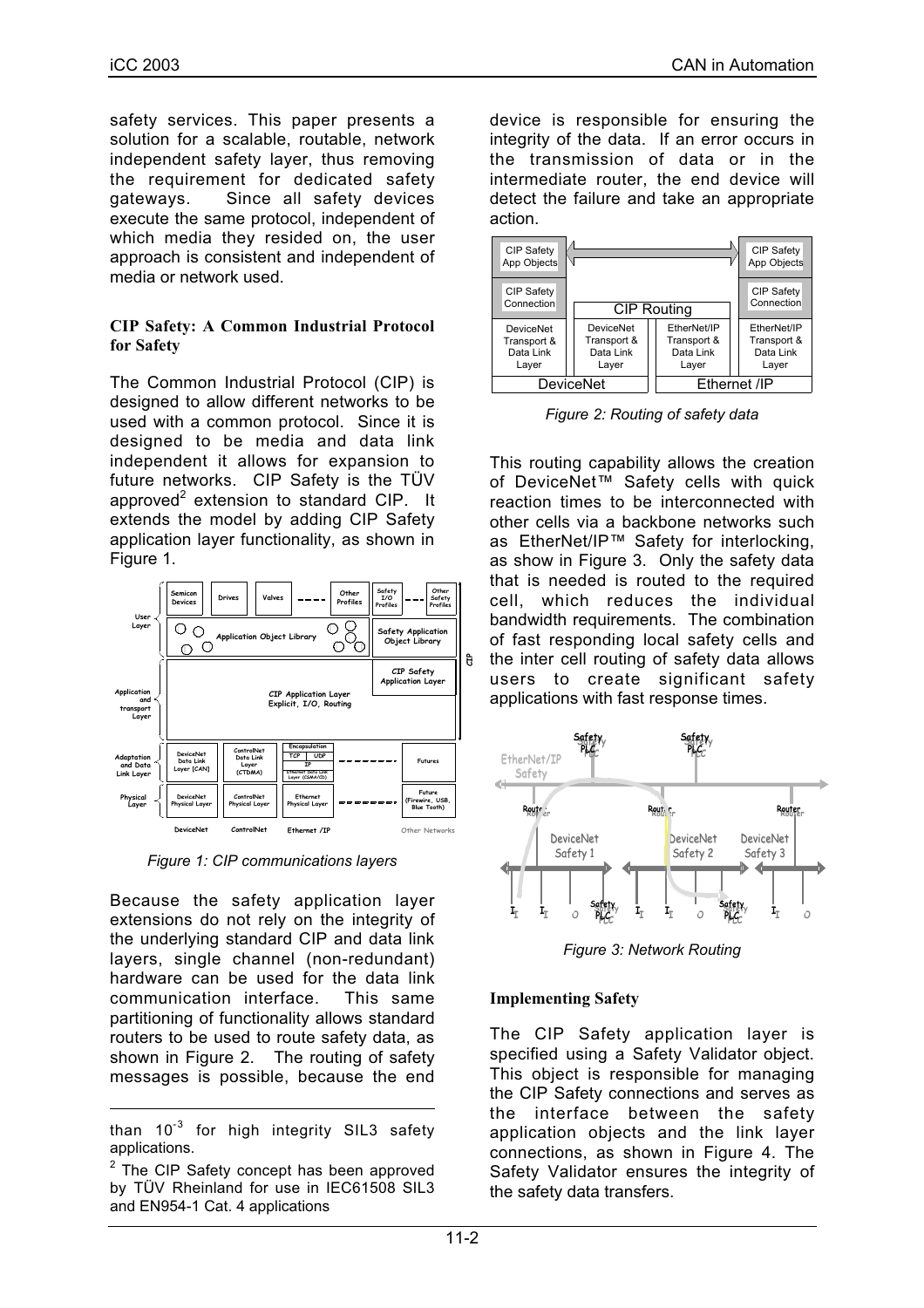safety services. This paper presents a solution for a scalable, routable, network independent safety layer, thus removing the requirement for dedicated safety gateways. Since all safety devices execute the same protocol, independent of which media they resided on, the user approach is consistent and independent of media or network used.

### CIP Safety: A Common Industrial Protocol for Safety

The Common Industrial Protocol (CIP) is designed to allow different networks to be used with a common protocol. Since it is designed to be media and data link independent it allows for expansion to future networks. CIP Safety is the TÜV approved[2] extension to standard CIP. It extends the model by adding CIP Safety application layer functionality, as shown in Figure 1.

*Figure 1: CIP communications layers*

Because the safety application layer extensions do not rely on the integrity of the underlying standard CIP and data link layers, single channel (non-redundant) hardware can be used for the data link communication interface. This same partitioning of functionality allows standard routers to be used to route safety data, as shown in Figure 2. The routing of safety messages is possible, because the end device is responsible for ensuring the integrity of the data. If an error occurs in the transmission of data or in the intermediate router, the end device will detect the failure and take an appropriate action.

*Figure 2: Routing of safety data*

This routing capability allows the creation of DeviceNet™ Safety cells with quick reaction times to be interconnected with other cells via a backbone networks such as EtherNet/IP™ Safety for interlocking, as show in Figure 3. Only the safety data that is needed is routed to the required cell, which reduces the individual bandwidth requirements. The combination of fast responding local safety cells and the inter cell routing of safety data allows users to create significant safety applications with fast response times.

*Figure 3: Network Routing*

### Implementing Safety

The CIP Safety application layer is specified using a Safety Validator object. This object is responsible for managing the CIP Safety connections and serves as the interface between the safety application objects and the link layer connections, as shown in Figure 4. The Safety Validator ensures the integrity of the safety data transfers.

---

than $10^{-3}$ for high integrity SIL3 safety applications.

[2] The CIP Safety concept has been approved by TÜV Rheinland for use in IEC61508 SIL3 and EN954-1 Cat. 4 applications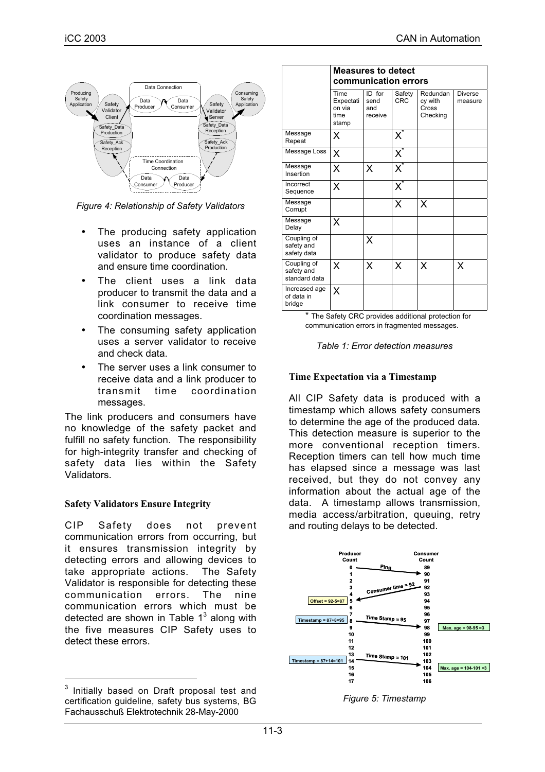*Figure 4: Relationship of Safety Validators*

- The producing safety application uses an instance of a client validator to produce safety data and ensure time coordination.
- The client uses a link data producer to transmit the data and a link consumer to receive time coordination messages.
- The consuming safety application uses a server validator to receive and check data.
- The server uses a link consumer to receive data and a link producer to transmit time coordination messages.

The link producers and consumers have no knowledge of the safety packet and fulfill no safety function. The responsibility for high-integrity transfer and checking of safety data lies within the Safety Validators.

### Safety Validators Ensure Integrity

CIP Safety does not prevent communication errors from occurring, but it ensures transmission integrity by detecting errors and allowing devices to take appropriate actions. The Safety Validator is responsible for detecting these communication errors. The nine communication errors which must be detected are shown in Table 1[3] along with the five measures CIP Safety uses to detect these errors.

[3] Initially based on Draft proposal test and certification guideline, safety bus systems, BG Fachausschuß Elektrotechnik 28-May-2000

| | Measures to detect communication errors | | | | |
|---|---|---|---|---|---|
| | Time Expectation via time stamp | ID for send and receive | Safety CRC | Redundancy with Cross Checking | Diverse measure |
| Message Repeat | X | | X* | | |
| Message Loss | X | | X* | | |
| Message Insertion | X | X | X* | | |
| Incorrect Sequence | X | | X* | | |
| Message Corrupt | | | X | X | |
| Message Delay | X | | | | |
| Coupling of safety and safety data | | X | | | |
| Coupling of safety and standard data | X | X | X | X | X |
| Increased age of data in bridge | X | | | | |

\* The Safety CRC provides additional protection for communication errors in fragmented messages.

*Table 1: Error detection measures*

### Time Expectation via a Timestamp

All CIP Safety data is produced with a timestamp which allows safety consumers to determine the age of the produced data. This detection measure is superior to the more conventional reception timers. Reception timers can tell how much time has elapsed since a message was last received, but they do not convey any information about the actual age of the data. A timestamp allows transmission, media access/arbitration, queuing, retry and routing delays to be detected.

*Figure 5: Timestamp*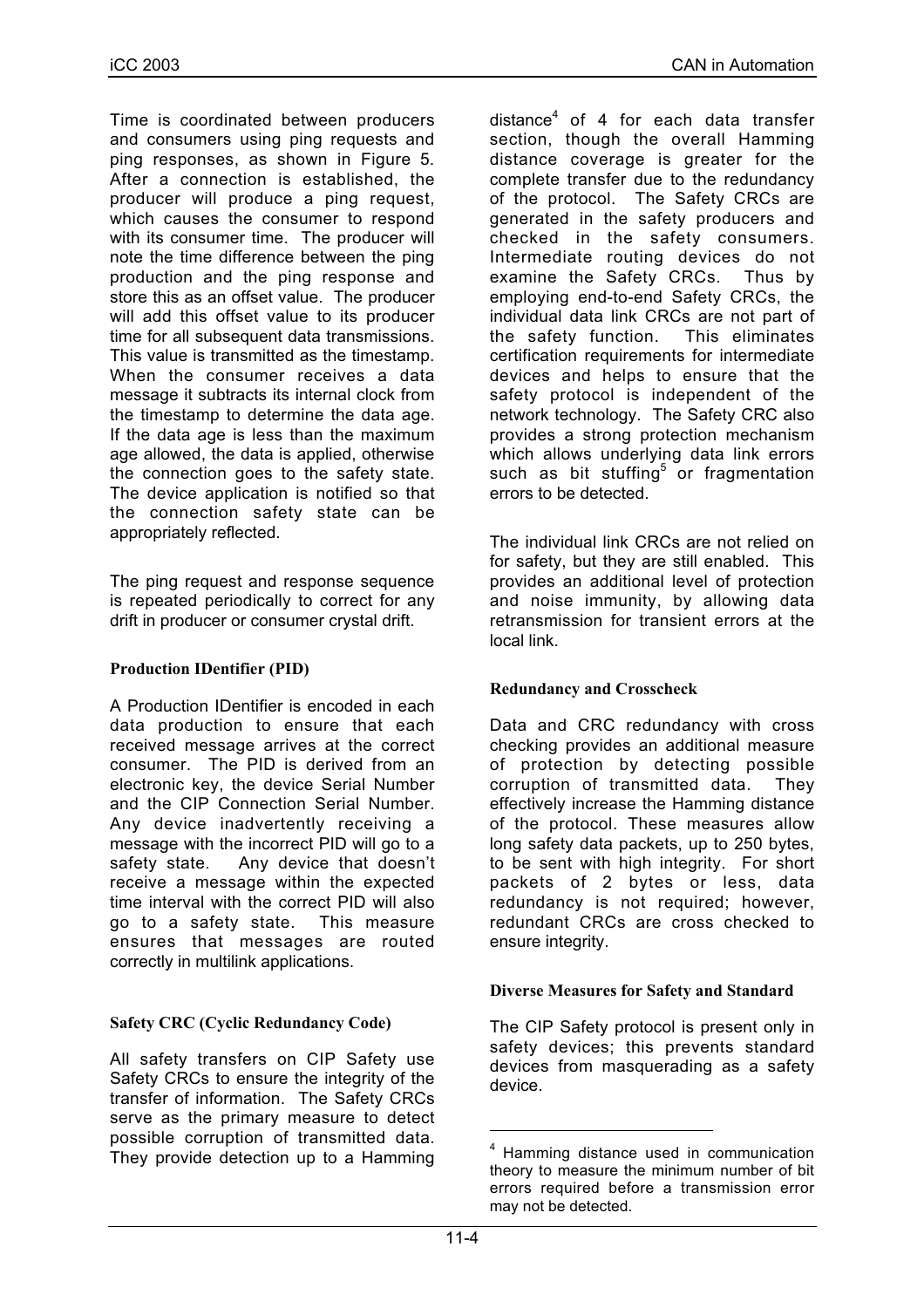Time is coordinated between producers and consumers using ping requests and ping responses, as shown in Figure 5. After a connection is established, the producer will produce a ping request, which causes the consumer to respond with its consumer time. The producer will note the time difference between the ping production and the ping response and store this as an offset value. The producer will add this offset value to its producer time for all subsequent data transmissions. This value is transmitted as the timestamp. When the consumer receives a data message it subtracts its internal clock from the timestamp to determine the data age. If the data age is less than the maximum age allowed, the data is applied, otherwise the connection goes to the safety state. The device application is notified so that the connection safety state can be appropriately reflected.

The ping request and response sequence is repeated periodically to correct for any drift in producer or consumer crystal drift.

**Production IDentifier (PID)**

A Production IDentifier is encoded in each data production to ensure that each received message arrives at the correct consumer. The PID is derived from an electronic key, the device Serial Number and the CIP Connection Serial Number. Any device inadvertently receiving a message with the incorrect PID will go to a safety state. Any device that doesn't receive a message within the expected time interval with the correct PID will also go to a safety state. This measure ensures that messages are routed correctly in multilink applications.

**Safety CRC (Cyclic Redundancy Code)**

All safety transfers on CIP Safety use Safety CRCs to ensure the integrity of the transfer of information. The Safety CRCs serve as the primary measure to detect possible corruption of transmitted data. They provide detection up to a Hamming distance[4] of 4 for each data transfer section, though the overall Hamming distance coverage is greater for the complete transfer due to the redundancy of the protocol. The Safety CRCs are generated in the safety producers and checked in the safety consumers. Intermediate routing devices do not examine the Safety CRCs. Thus by employing end-to-end Safety CRCs, the individual data link CRCs are not part of the safety function. This eliminates certification requirements for intermediate devices and helps to ensure that the safety protocol is independent of the network technology. The Safety CRC also provides a strong protection mechanism which allows underlying data link errors such as bit stuffing[5] or fragmentation errors to be detected.

The individual link CRCs are not relied on for safety, but they are still enabled. This provides an additional level of protection and noise immunity, by allowing data retransmission for transient errors at the local link.

**Redundancy and Crosscheck**

Data and CRC redundancy with cross checking provides an additional measure of protection by detecting possible corruption of transmitted data. They effectively increase the Hamming distance of the protocol. These measures allow long safety data packets, up to 250 bytes, to be sent with high integrity. For short packets of 2 bytes or less, data redundancy is not required; however, redundant CRCs are cross checked to ensure integrity.

**Diverse Measures for Safety and Standard**

The CIP Safety protocol is present only in safety devices; this prevents standard devices from masquerading as a safety device.

---

[4] Hamming distance used in communication theory to measure the minimum number of bit errors required before a transmission error may not be detected.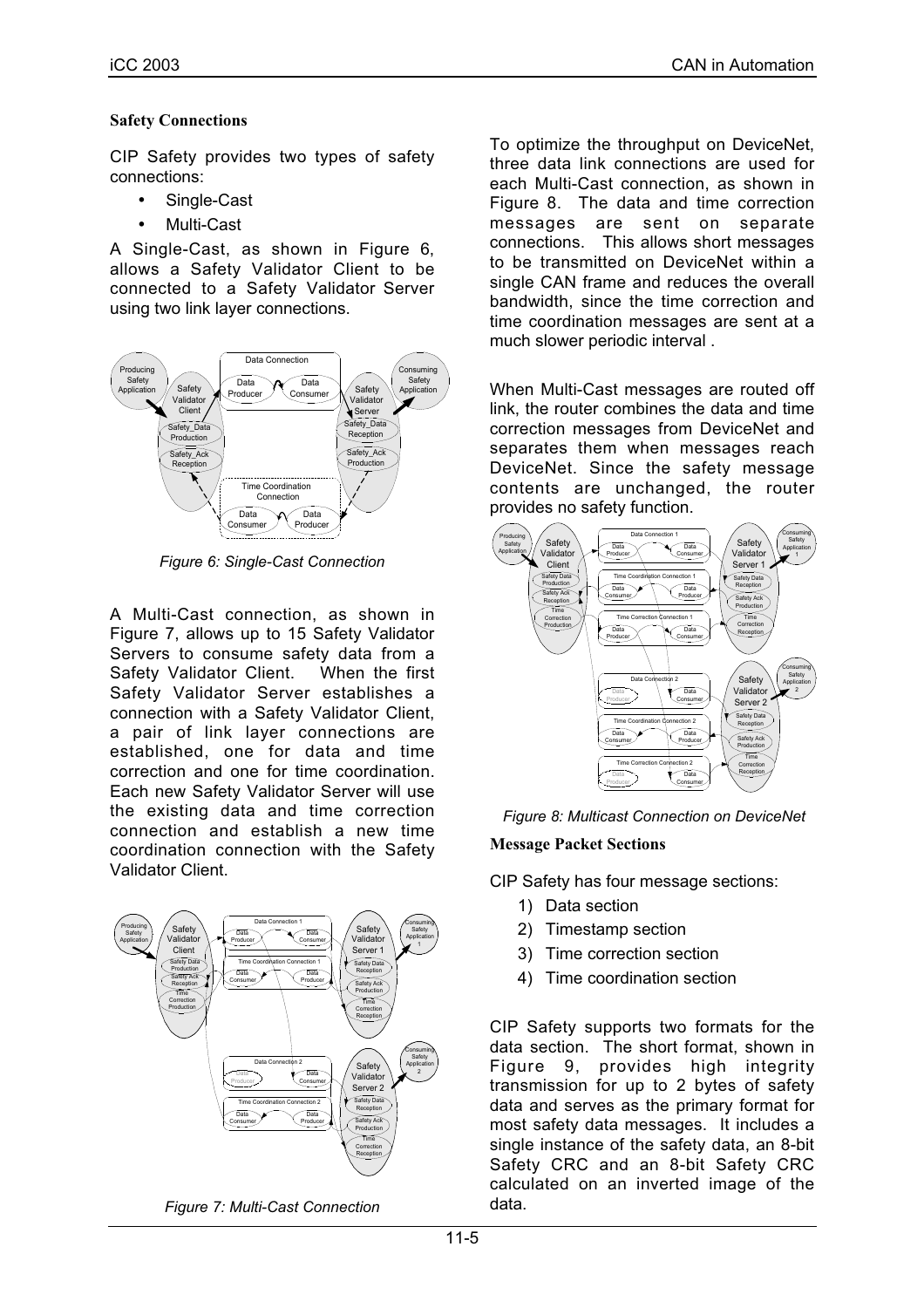### Safety Connections

CIP Safety provides two types of safety connections:

- Single-Cast
- Multi-Cast

A Single-Cast, as shown in Figure 6, allows a Safety Validator Client to be connected to a Safety Validator Server using two link layer connections.

*Figure 6: Single-Cast Connection*

A Multi-Cast connection, as shown in Figure 7, allows up to 15 Safety Validator Servers to consume safety data from a Safety Validator Client. When the first Safety Validator Server establishes a connection with a Safety Validator Client, a pair of link layer connections are established, one for data and time correction and one for time coordination. Each new Safety Validator Server will use the existing data and time correction connection and establish a new time coordination connection with the Safety Validator Client.

*Figure 7: Multi-Cast Connection*

To optimize the throughput on DeviceNet, three data link connections are used for each Multi-Cast connection, as shown in Figure 8. The data and time correction messages are sent on separate connections. This allows short messages to be transmitted on DeviceNet within a single CAN frame and reduces the overall bandwidth, since the time correction and time coordination messages are sent at a much slower periodic interval .

When Multi-Cast messages are routed off link, the router combines the data and time correction messages from DeviceNet and separates them when messages reach DeviceNet. Since the safety message contents are unchanged, the router provides no safety function.

*Figure 8: Multicast Connection on DeviceNet*

### Message Packet Sections

CIP Safety has four message sections:

1) Data section
2) Timestamp section
3) Time correction section
4) Time coordination section

CIP Safety supports two formats for the data section. The short format, shown in Figure 9, provides high integrity transmission for up to 2 bytes of safety data and serves as the primary format for most safety data messages. It includes a single instance of the safety data, an 8-bit Safety CRC and an 8-bit Safety CRC calculated on an inverted image of the data.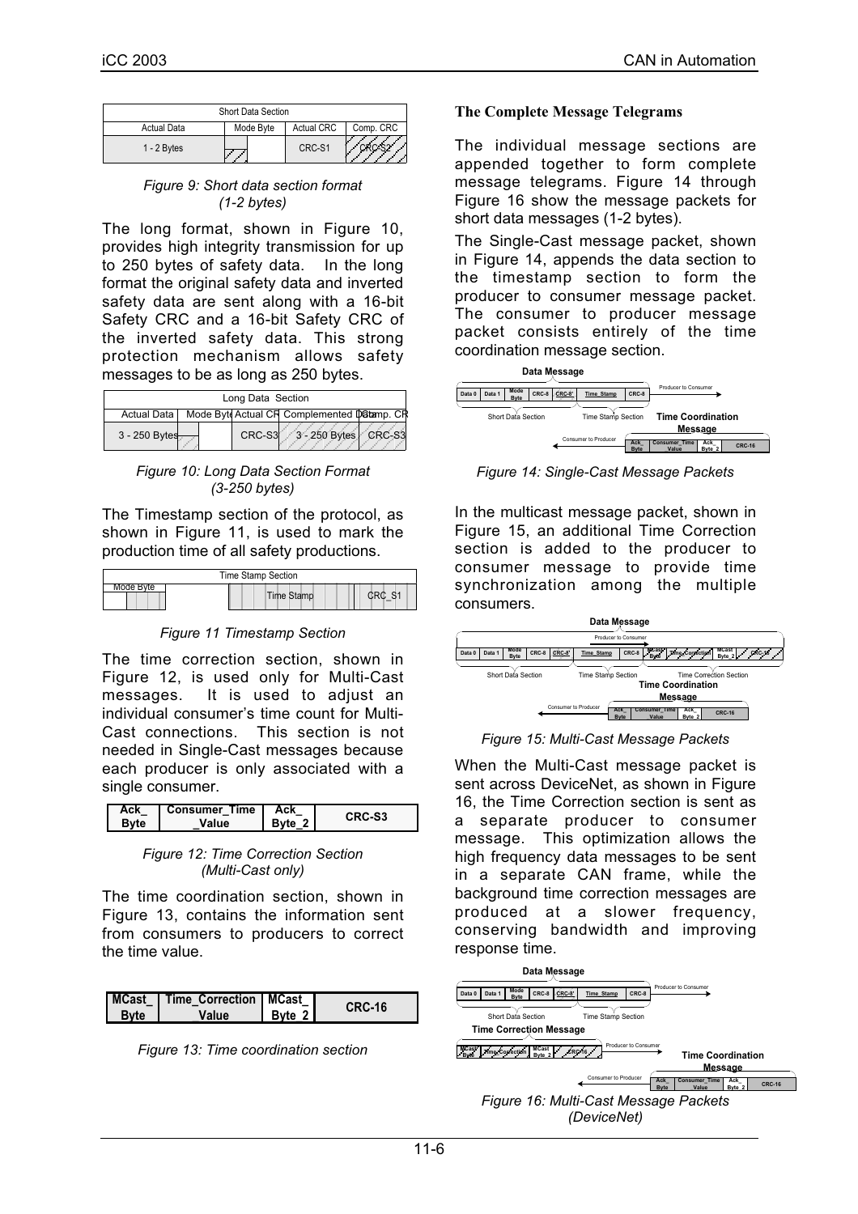| Short Data Section | | | |
|---|---|---|---|
| Actual Data | Mode Byte | Actual CRC | Comp. CRC |
| 1 - 2 Bytes | | CRC-S1 | CRC-S2 |

*Figure 9: Short data section format (1-2 bytes)*

The long format, shown in Figure 10, provides high integrity transmission for up to 250 bytes of safety data. In the long format the original safety data and inverted safety data are sent along with a 16-bit Safety CRC and a 16-bit Safety CRC of the inverted safety data. This strong protection mechanism allows safety messages to be as long as 250 bytes.

| Long Data Section | | | | |
|---|---|---|---|---|
| Actual Data | Mode Byte | Actual CRC | Complemented Data | Comp. CRC |
| 3 - 250 Bytes | | CRC-S3 | 3 - 250 Bytes | CRC-S3 |

*Figure 10: Long Data Section Format (3-250 bytes)*

The Timestamp section of the protocol, as shown in Figure 11, is used to mark the production time of all safety productions.

| Time Stamp Section | | |
|---|---|---|
| Mode Byte | Time Stamp | CRC_S1 |

*Figure 11 Timestamp Section*

The time correction section, shown in Figure 12, is used only for Multi-Cast messages. It is used to adjust an individual consumer's time count for Multi-Cast connections. This section is not needed in Single-Cast messages because each producer is only associated with a single consumer.

| Ack_ Byte | Consumer_Time _Value | Ack_ Byte_2 | CRC-S3 |
|---|---|---|---|

*Figure 12: Time Correction Section (Multi-Cast only)*

The time coordination section, shown in Figure 13, contains the information sent from consumers to producers to correct the time value.

| MCast_ Byte | Time_Correction Value | MCast_ Byte_2 | CRC-16 |
|---|---|---|---|

*Figure 13: Time coordination section*

**The Complete Message Telegrams**

The individual message sections are appended together to form complete message telegrams. Figure 14 through Figure 16 show the message packets for short data messages (1-2 bytes).

The Single-Cast message packet, shown in Figure 14, appends the data section to the timestamp section to form the producer to consumer message packet. The consumer to producer message packet consists entirely of the time coordination message section.

*Figure 14: Single-Cast Message Packets*

In the multicast message packet, shown in Figure 15, an additional Time Correction section is added to the producer to consumer message to provide time synchronization among the multiple consumers.

*Figure 15: Multi-Cast Message Packets*

When the Multi-Cast message packet is sent across DeviceNet, as shown in Figure 16, the Time Correction section is sent as a separate producer to consumer message. This optimization allows the high frequency data messages to be sent in a separate CAN frame, while the background time correction messages are produced at a slower frequency, conserving bandwidth and improving response time.

*Figure 16: Multi-Cast Message Packets (DeviceNet)*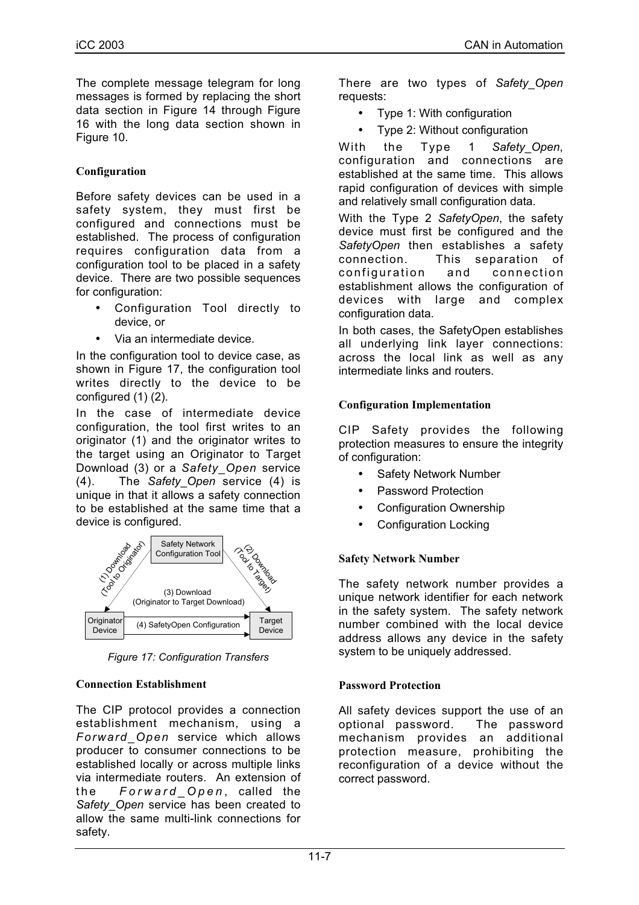The complete message telegram for long messages is formed by replacing the short data section in Figure 14 through Figure 16 with the long data section shown in Figure 10.

### Configuration

Before safety devices can be used in a safety system, they must first be configured and connections must be established. The process of configuration requires configuration data from a configuration tool to be placed in a safety device. There are two possible sequences for configuration:

- Configuration Tool directly to device, or
- Via an intermediate device.

In the configuration tool to device case, as shown in Figure 17, the configuration tool writes directly to the device to be configured (1) (2).

In the case of intermediate device configuration, the tool first writes to an originator (1) and the originator writes to the target using an Originator to Target Download (3) or a *Safety_Open* service (4). The *Safety_Open* service (4) is unique in that it allows a safety connection to be established at the same time that a device is configured.

*Figure 17: Configuration Transfers*

### Connection Establishment

The CIP protocol provides a connection establishment mechanism, using a *Forward_Open* service which allows producer to consumer connections to be established locally or across multiple links via intermediate routers. An extension of the *Forward_Open*, called the *Safety_Open* service has been created to allow the same multi-link connections for safety.

There are two types of *Safety_Open* requests:

- Type 1: With configuration
- Type 2: Without configuration

With the Type 1 *Safety_Open*, configuration and connections are established at the same time. This allows rapid configuration of devices with simple and relatively small configuration data.

With the Type 2 *SafetyOpen*, the safety device must first be configured and the *SafetyOpen* then establishes a safety connection. This separation of configuration and connection establishment allows the configuration of devices with large and complex configuration data.

In both cases, the SafetyOpen establishes all underlying link layer connections: across the local link as well as any intermediate links and routers.

### Configuration Implementation

CIP Safety provides the following protection measures to ensure the integrity of configuration:

- Safety Network Number
- Password Protection
- Configuration Ownership
- Configuration Locking

### Safety Network Number

The safety network number provides a unique network identifier for each network in the safety system. The safety network number combined with the local device address allows any device in the safety system to be uniquely addressed.

### Password Protection

All safety devices support the use of an optional password. The password mechanism provides an additional protection measure, prohibiting the reconfiguration of a device without the correct password.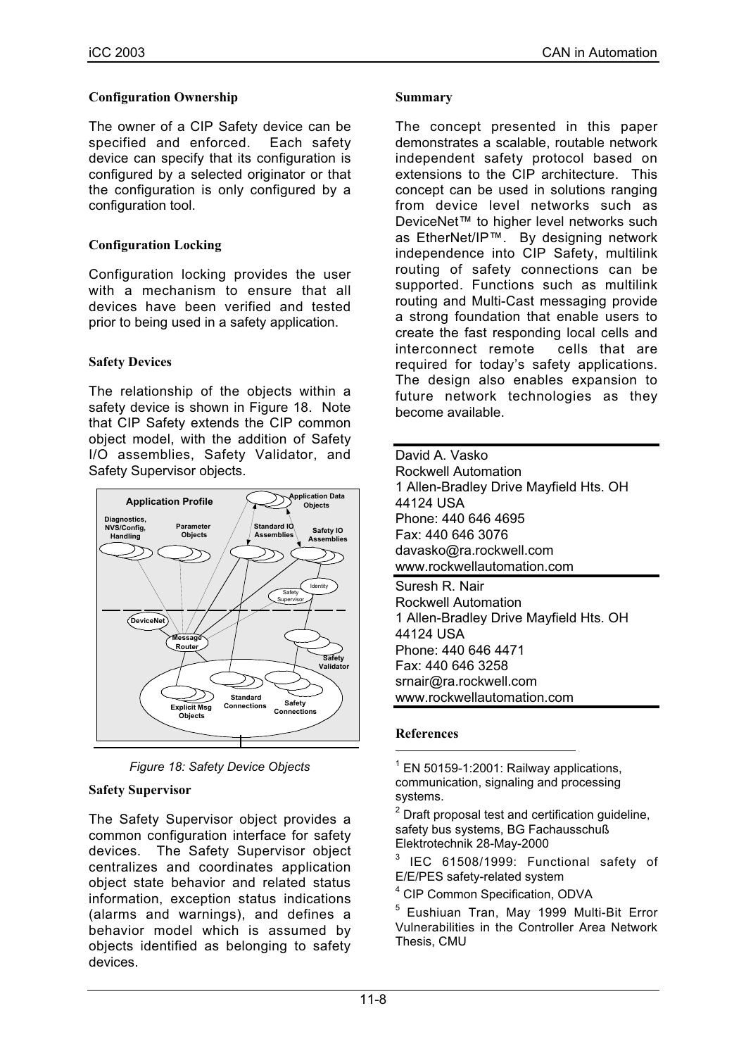### Configuration Ownership

The owner of a CIP Safety device can be specified and enforced. Each safety device can specify that its configuration is configured by a selected originator or that the configuration is only configured by a configuration tool.

### Configuration Locking

Configuration locking provides the user with a mechanism to ensure that all devices have been verified and tested prior to being used in a safety application.

### Safety Devices

The relationship of the objects within a safety device is shown in Figure 18. Note that CIP Safety extends the CIP common object model, with the addition of Safety I/O assemblies, Safety Validator, and Safety Supervisor objects.

Application Profile
Application Data Objects
Diagnostics, NVS/Config, Handling
Parameter Objects
Standard IO Assemblies
Safety IO Assemblies
Identity
Safety Supervisor
DeviceNet
Message Router
Safety Validator
Explicit Msg Objects
Standard Connections
Safety Connections

*Figure 18: Safety Device Objects*

### Safety Supervisor

The Safety Supervisor object provides a common configuration interface for safety devices. The Safety Supervisor object centralizes and coordinates application object state behavior and related status information, exception status indications (alarms and warnings), and defines a behavior model which is assumed by objects identified as belonging to safety devices.

### Summary

The concept presented in this paper demonstrates a scalable, routable network independent safety protocol based on extensions to the CIP architecture. This concept can be used in solutions ranging from device level networks such as DeviceNet™ to higher level networks such as EtherNet/IP™. By designing network independence into CIP Safety, multilink routing of safety connections can be supported. Functions such as multilink routing and Multi-Cast messaging provide a strong foundation that enable users to create the fast responding local cells and interconnect remote cells that are required for today's safety applications. The design also enables expansion to future network technologies as they become available.

---

David A. Vasko
Rockwell Automation
1 Allen-Bradley Drive Mayfield Hts. OH 44124 USA
Phone: 440 646 4695
Fax: 440 646 3076
davasko@ra.rockwell.com
www.rockwellautomation.com

---

Suresh R. Nair
Rockwell Automation
1 Allen-Bradley Drive Mayfield Hts. OH 44124 USA
Phone: 440 646 4471
Fax: 440 646 3258
srnair@ra.rockwell.com
www.rockwellautomation.com

---

### References

[1] EN 50159-1:2001: Railway applications, communication, signaling and processing systems.

[2] Draft proposal test and certification guideline, safety bus systems, BG Fachausschuß Elektrotechnik 28-May-2000

[3] IEC 61508/1999: Functional safety of E/E/PES safety-related system

[4] CIP Common Specification, ODVA

[5] Eushiuan Tran, May 1999 Multi-Bit Error Vulnerabilities in the Controller Area Network Thesis, CMU